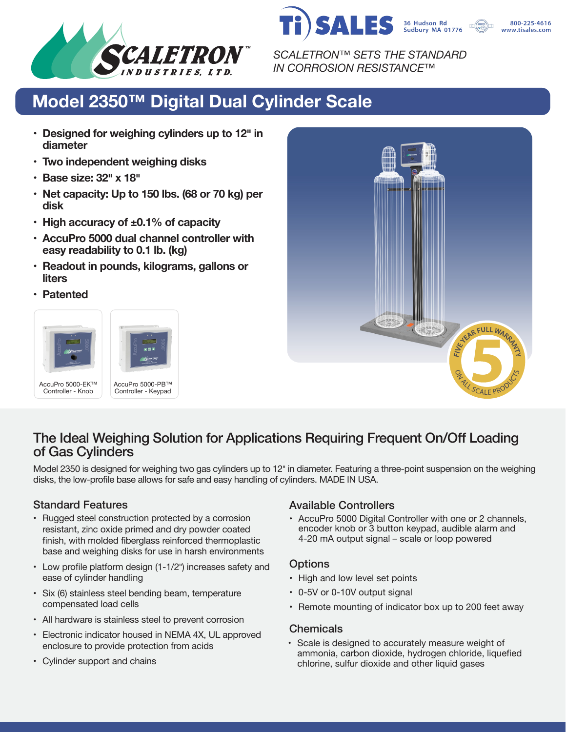SCALETRON™ INDUSTRIES, LTD.

Ti SALES
36 Hudson Rd
Sudbury MA 01776
800-225-4616
www.tisales.com

*SCALETRON™ SETS THE STANDARD IN CORROSION RESISTANCE™*

# Model 2350™ Digital Dual Cylinder Scale

- **Designed for weighing cylinders up to 12" in diameter**
- **Two independent weighing disks**
- **Base size: 32" x 18"**
- **Net capacity: Up to 150 lbs. (68 or 70 kg) per disk**
- **High accuracy of ±0.1% of capacity**
- **AccuPro 5000 dual channel controller with easy readability to 0.1 lb. (kg)**
- **Readout in pounds, kilograms, gallons or liters**
- **Patented**

AccuPro 5000-EK™ Controller - Knob

AccuPro 5000-PB™ Controller - Keypad

FIVE YEAR FULL WARRANTY ON ALL SCALE PRODUCTS

## The Ideal Weighing Solution for Applications Requiring Frequent On/Off Loading of Gas Cylinders

Model 2350 is designed for weighing two gas cylinders up to 12" in diameter. Featuring a three-point suspension on the weighing disks, the low-profile base allows for safe and easy handling of cylinders. MADE IN USA.

### Standard Features

- Rugged steel construction protected by a corrosion resistant, zinc oxide primed and dry powder coated finish, with molded fiberglass reinforced thermoplastic base and weighing disks for use in harsh environments
- Low profile platform design (1-1/2") increases safety and ease of cylinder handling
- Six (6) stainless steel bending beam, temperature compensated load cells
- All hardware is stainless steel to prevent corrosion
- Electronic indicator housed in NEMA 4X, UL approved enclosure to provide protection from acids
- Cylinder support and chains

### Available Controllers

- AccuPro 5000 Digital Controller with one or 2 channels, encoder knob or 3 button keypad, audible alarm and 4-20 mA output signal – scale or loop powered

### Options

- High and low level set points
- 0-5V or 0-10V output signal
- Remote mounting of indicator box up to 200 feet away

### Chemicals

- Scale is designed to accurately measure weight of ammonia, carbon dioxide, hydrogen chloride, liquefied chlorine, sulfur dioxide and other liquid gases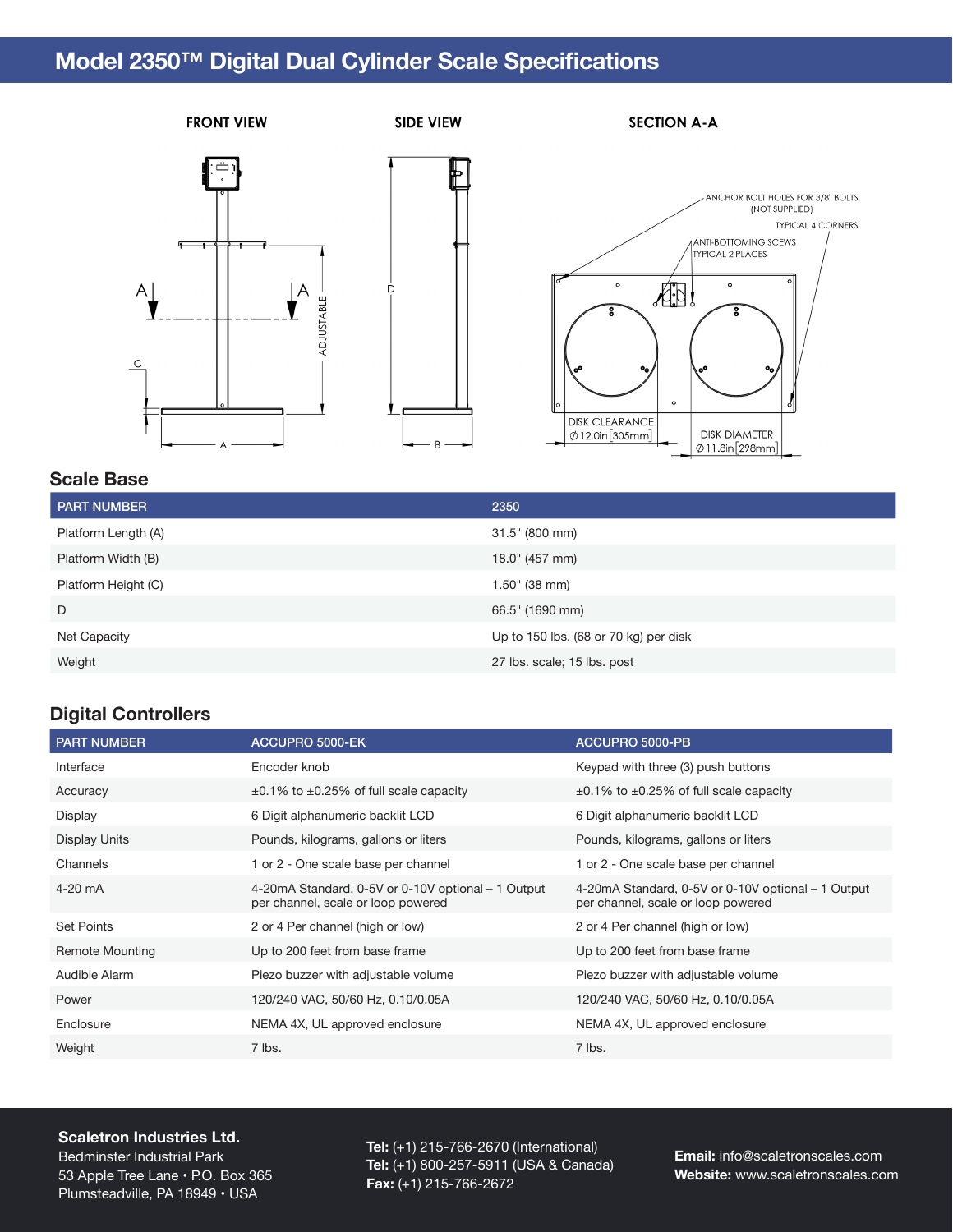# Model 2350™ Digital Dual Cylinder Scale Specifications

FRONT VIEW

SIDE VIEW

SECTION A-A

ANCHOR BOLT HOLES FOR 3/8" BOLTS (NOT SUPPLIED)
TYPICAL 4 CORNERS

ANTI-BOTTOMING SCEWS
TYPICAL 2 PLACES

DISK CLEARANCE
Ø12.0in [305mm]

DISK DIAMETER
Ø11.8in [298mm]

A
ADJUSTABLE
C
D
B

## Scale Base

| PART NUMBER | 2350 |
|---|---|
| Platform Length (A) | 31.5" (800 mm) |
| Platform Width (B) | 18.0" (457 mm) |
| Platform Height (C) | 1.50" (38 mm) |
| D | 66.5" (1690 mm) |
| Net Capacity | Up to 150 lbs. (68 or 70 kg) per disk |
| Weight | 27 lbs. scale; 15 lbs. post |

## Digital Controllers

| PART NUMBER | ACCUPRO 5000-EK | ACCUPRO 5000-PB |
|---|---|---|
| Interface | Encoder knob | Keypad with three (3) push buttons |
| Accuracy | ±0.1% to ±0.25% of full scale capacity | ±0.1% to ±0.25% of full scale capacity |
| Display | 6 Digit alphanumeric backlit LCD | 6 Digit alphanumeric backlit LCD |
| Display Units | Pounds, kilograms, gallons or liters | Pounds, kilograms, gallons or liters |
| Channels | 1 or 2 - One scale base per channel | 1 or 2 - One scale base per channel |
| 4-20 mA | 4-20mA Standard, 0-5V or 0-10V optional – 1 Output per channel, scale or loop powered | 4-20mA Standard, 0-5V or 0-10V optional – 1 Output per channel, scale or loop powered |
| Set Points | 2 or 4 Per channel (high or low) | 2 or 4 Per channel (high or low) |
| Remote Mounting | Up to 200 feet from base frame | Up to 200 feet from base frame |
| Audible Alarm | Piezo buzzer with adjustable volume | Piezo buzzer with adjustable volume |
| Power | 120/240 VAC, 50/60 Hz, 0.10/0.05A | 120/240 VAC, 50/60 Hz, 0.10/0.05A |
| Enclosure | NEMA 4X, UL approved enclosure | NEMA 4X, UL approved enclosure |
| Weight | 7 lbs. | 7 lbs. |

**Scaletron Industries Ltd.**
Bedminster Industrial Park
53 Apple Tree Lane • P.O. Box 365
Plumsteadville, PA 18949 • USA

**Tel:** (+1) 215-766-2670 (International)
**Tel:** (+1) 800-257-5911 (USA & Canada)
**Fax:** (+1) 215-766-2672

**Email:** info@scaletronscales.com
**Website:** www.scaletronscales.com